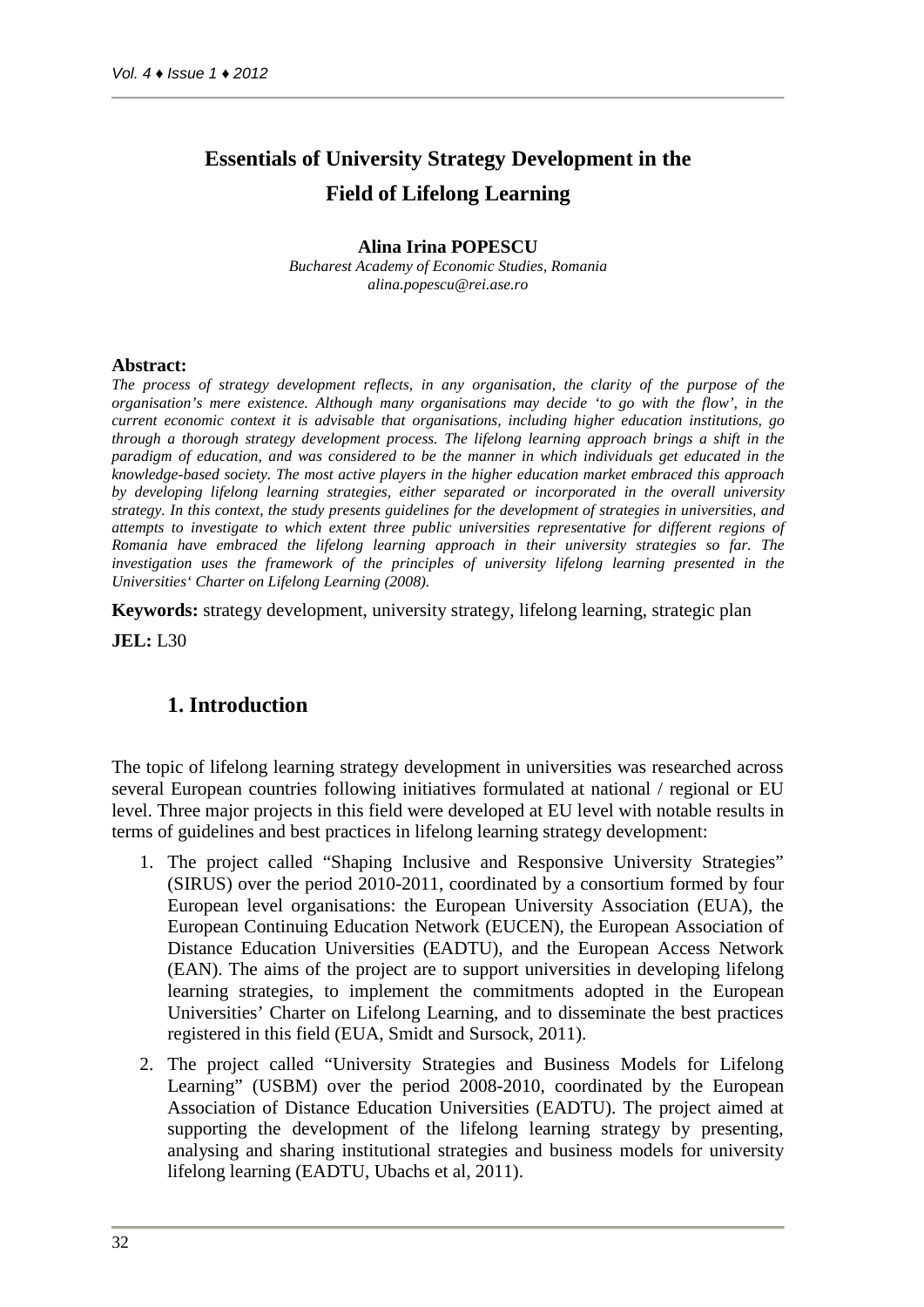# Essentials of University Strategy Development in the Field of Lifelong Learning

**Alina Irina POPESCU**

*Bucharest Academy of Economic Studies, Romania*
*alina.popescu@rei.ase.ro*

**Abstract:**

*The process of strategy development reflects, in any organisation, the clarity of the purpose of the organisation's mere existence. Although many organisations may decide 'to go with the flow', in the current economic context it is advisable that organisations, including higher education institutions, go through a thorough strategy development process. The lifelong learning approach brings a shift in the paradigm of education, and was considered to be the manner in which individuals get educated in the knowledge-based society. The most active players in the higher education market embraced this approach by developing lifelong learning strategies, either separated or incorporated in the overall university strategy. In this context, the study presents guidelines for the development of strategies in universities, and attempts to investigate to which extent three public universities representative for different regions of Romania have embraced the lifelong learning approach in their university strategies so far. The investigation uses the framework of the principles of university lifelong learning presented in the Universities' Charter on Lifelong Learning (2008).*

**Keywords:** strategy development, university strategy, lifelong learning, strategic plan

**JEL:** L30

## 1. Introduction

The topic of lifelong learning strategy development in universities was researched across several European countries following initiatives formulated at national / regional or EU level. Three major projects in this field were developed at EU level with notable results in terms of guidelines and best practices in lifelong learning strategy development:

1. The project called "Shaping Inclusive and Responsive University Strategies" (SIRUS) over the period 2010-2011, coordinated by a consortium formed by four European level organisations: the European University Association (EUA), the European Continuing Education Network (EUCEN), the European Association of Distance Education Universities (EADTU), and the European Access Network (EAN). The aims of the project are to support universities in developing lifelong learning strategies, to implement the commitments adopted in the European Universities' Charter on Lifelong Learning, and to disseminate the best practices registered in this field (EUA, Smidt and Sursock, 2011).
2. The project called "University Strategies and Business Models for Lifelong Learning" (USBM) over the period 2008-2010, coordinated by the European Association of Distance Education Universities (EADTU). The project aimed at supporting the development of the lifelong learning strategy by presenting, analysing and sharing institutional strategies and business models for university lifelong learning (EADTU, Ubachs et al, 2011).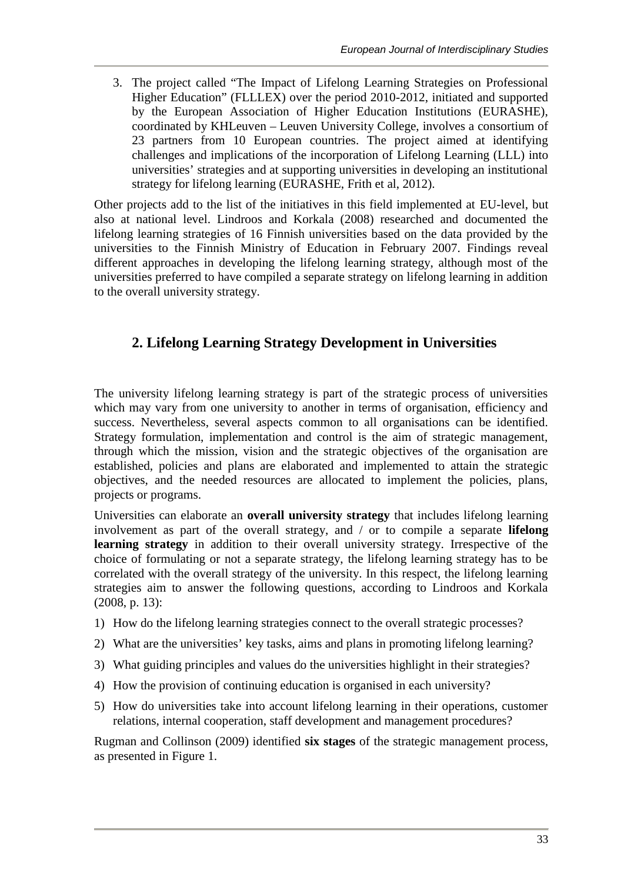3. The project called "The Impact of Lifelong Learning Strategies on Professional Higher Education" (FLLLEX) over the period 2010-2012, initiated and supported by the European Association of Higher Education Institutions (EURASHE), coordinated by KHLeuven – Leuven University College, involves a consortium of 23 partners from 10 European countries. The project aimed at identifying challenges and implications of the incorporation of Lifelong Learning (LLL) into universities' strategies and at supporting universities in developing an institutional strategy for lifelong learning (EURASHE, Frith et al, 2012).

Other projects add to the list of the initiatives in this field implemented at EU-level, but also at national level. Lindroos and Korkala (2008) researched and documented the lifelong learning strategies of 16 Finnish universities based on the data provided by the universities to the Finnish Ministry of Education in February 2007. Findings reveal different approaches in developing the lifelong learning strategy, although most of the universities preferred to have compiled a separate strategy on lifelong learning in addition to the overall university strategy.

## 2. Lifelong Learning Strategy Development in Universities

The university lifelong learning strategy is part of the strategic process of universities which may vary from one university to another in terms of organisation, efficiency and success. Nevertheless, several aspects common to all organisations can be identified. Strategy formulation, implementation and control is the aim of strategic management, through which the mission, vision and the strategic objectives of the organisation are established, policies and plans are elaborated and implemented to attain the strategic objectives, and the needed resources are allocated to implement the policies, plans, projects or programs.

Universities can elaborate an **overall university strategy** that includes lifelong learning involvement as part of the overall strategy, and / or to compile a separate **lifelong learning strategy** in addition to their overall university strategy. Irrespective of the choice of formulating or not a separate strategy, the lifelong learning strategy has to be correlated with the overall strategy of the university. In this respect, the lifelong learning strategies aim to answer the following questions, according to Lindroos and Korkala (2008, p. 13):

1) How do the lifelong learning strategies connect to the overall strategic processes?
2) What are the universities' key tasks, aims and plans in promoting lifelong learning?
3) What guiding principles and values do the universities highlight in their strategies?
4) How the provision of continuing education is organised in each university?
5) How do universities take into account lifelong learning in their operations, customer relations, internal cooperation, staff development and management procedures?

Rugman and Collinson (2009) identified **six stages** of the strategic management process, as presented in Figure 1.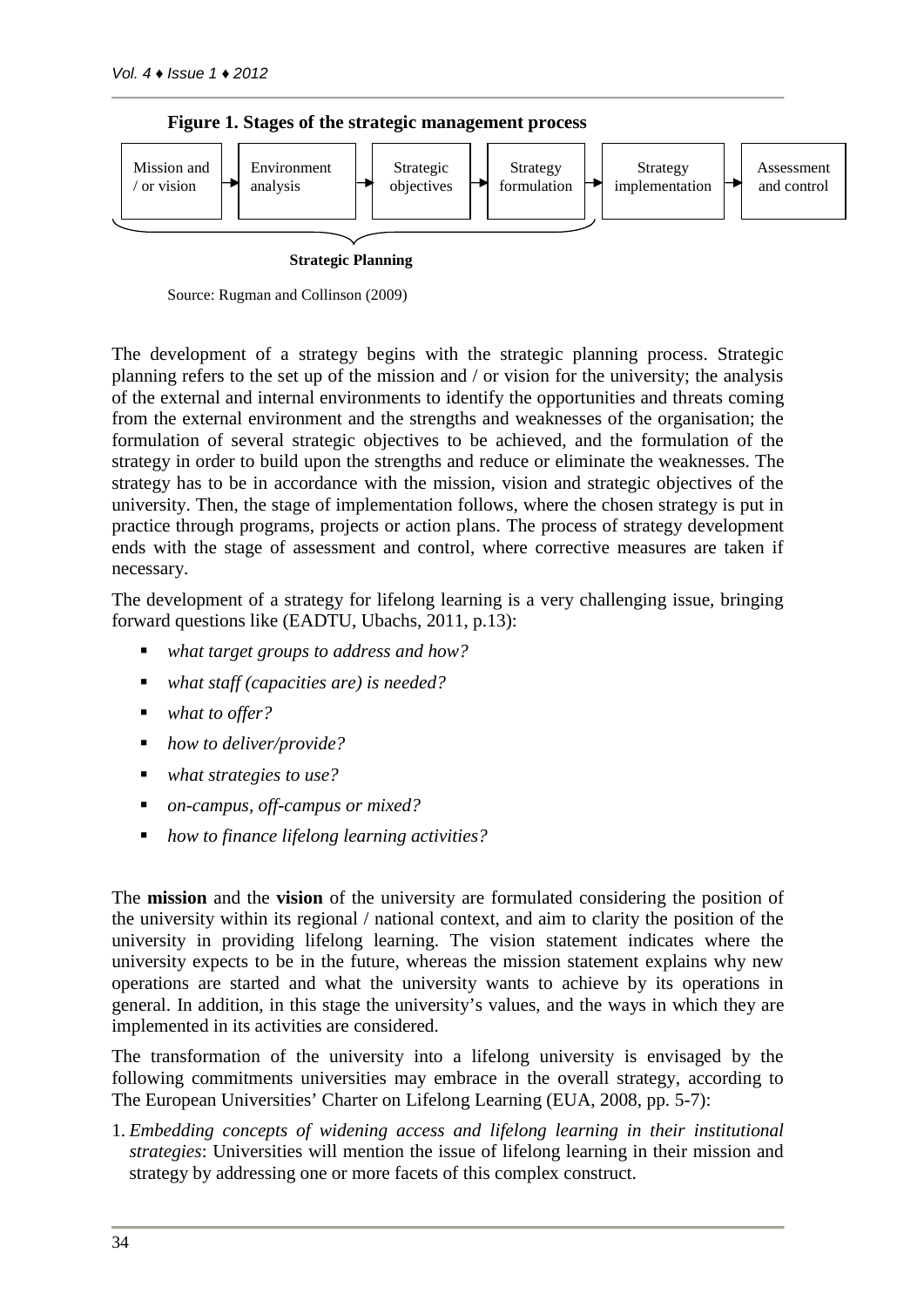**Figure 1. Stages of the strategic management process**

Mission and / or vision → Environment analysis → Strategic objectives → Strategy formulation → Strategy implementation → Assessment and control

Strategic Planning

Source: Rugman and Collinson (2009)

The development of a strategy begins with the strategic planning process. Strategic planning refers to the set up of the mission and / or vision for the university; the analysis of the external and internal environments to identify the opportunities and threats coming from the external environment and the strengths and weaknesses of the organisation; the formulation of several strategic objectives to be achieved, and the formulation of the strategy in order to build upon the strengths and reduce or eliminate the weaknesses. The strategy has to be in accordance with the mission, vision and strategic objectives of the university. Then, the stage of implementation follows, where the chosen strategy is put in practice through programs, projects or action plans. The process of strategy development ends with the stage of assessment and control, where corrective measures are taken if necessary.

The development of a strategy for lifelong learning is a very challenging issue, bringing forward questions like (EADTU, Ubachs, 2011, p.13):

- *what target groups to address and how?*
- *what staff (capacities are) is needed?*
- *what to offer?*
- *how to deliver/provide?*
- *what strategies to use?*
- *on-campus, off-campus or mixed?*
- *how to finance lifelong learning activities?*

The **mission** and the **vision** of the university are formulated considering the position of the university within its regional / national context, and aim to clarity the position of the university in providing lifelong learning. The vision statement indicates where the university expects to be in the future, whereas the mission statement explains why new operations are started and what the university wants to achieve by its operations in general. In addition, in this stage the university's values, and the ways in which they are implemented in its activities are considered.

The transformation of the university into a lifelong university is envisaged by the following commitments universities may embrace in the overall strategy, according to The European Universities' Charter on Lifelong Learning (EUA, 2008, pp. 5-7):

1. *Embedding concepts of widening access and lifelong learning in their institutional strategies*: Universities will mention the issue of lifelong learning in their mission and strategy by addressing one or more facets of this complex construct.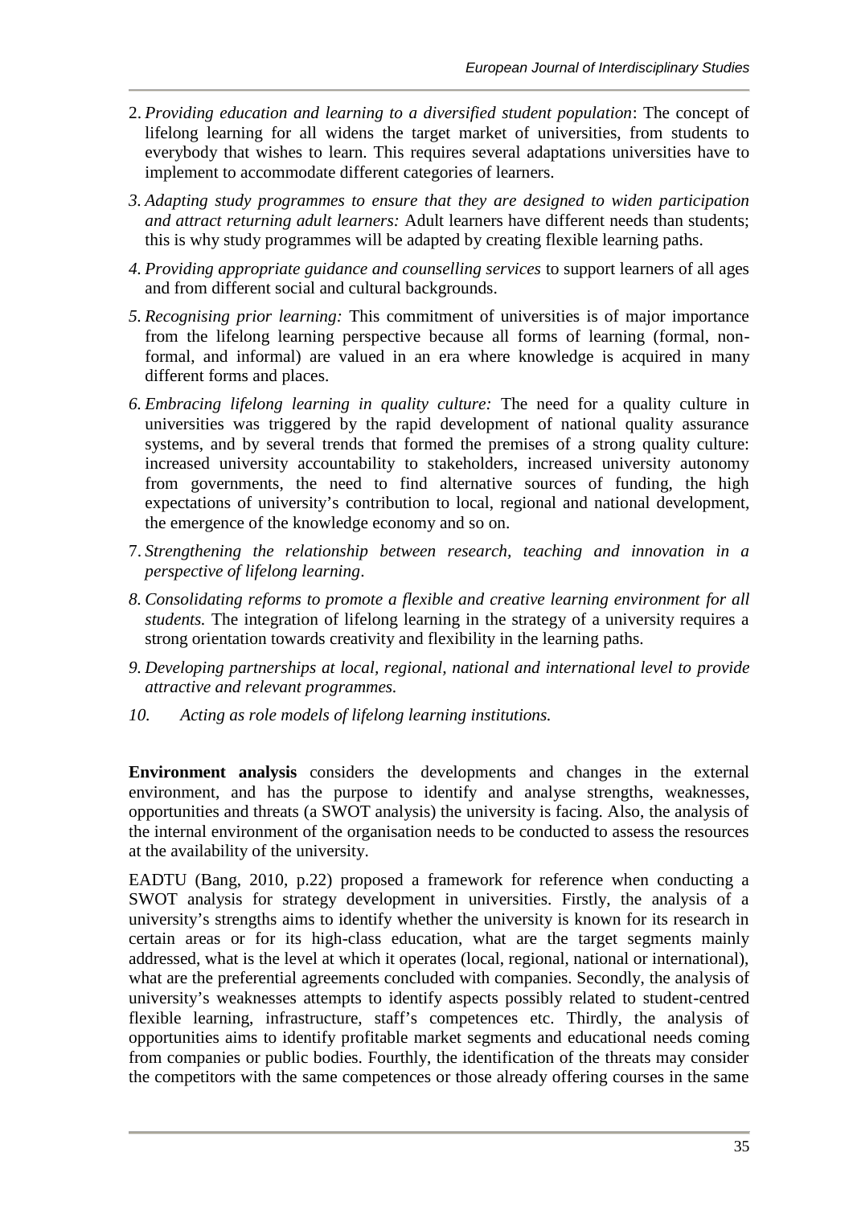2. *Providing education and learning to a diversified student population*: The concept of lifelong learning for all widens the target market of universities, from students to everybody that wishes to learn. This requires several adaptations universities have to implement to accommodate different categories of learners.
3. *Adapting study programmes to ensure that they are designed to widen participation and attract returning adult learners:* Adult learners have different needs than students; this is why study programmes will be adapted by creating flexible learning paths.
4. *Providing appropriate guidance and counselling services* to support learners of all ages and from different social and cultural backgrounds.
5. *Recognising prior learning:* This commitment of universities is of major importance from the lifelong learning perspective because all forms of learning (formal, non-formal, and informal) are valued in an era where knowledge is acquired in many different forms and places.
6. *Embracing lifelong learning in quality culture:* The need for a quality culture in universities was triggered by the rapid development of national quality assurance systems, and by several trends that formed the premises of a strong quality culture: increased university accountability to stakeholders, increased university autonomy from governments, the need to find alternative sources of funding, the high expectations of university's contribution to local, regional and national development, the emergence of the knowledge economy and so on.
7. *Strengthening the relationship between research, teaching and innovation in a perspective of lifelong learning*.
8. *Consolidating reforms to promote a flexible and creative learning environment for all students.* The integration of lifelong learning in the strategy of a university requires a strong orientation towards creativity and flexibility in the learning paths.
9. *Developing partnerships at local, regional, national and international level to provide attractive and relevant programmes.*
10. *Acting as role models of lifelong learning institutions.*

**Environment analysis** considers the developments and changes in the external environment, and has the purpose to identify and analyse strengths, weaknesses, opportunities and threats (a SWOT analysis) the university is facing. Also, the analysis of the internal environment of the organisation needs to be conducted to assess the resources at the availability of the university.

EADTU (Bang, 2010, p.22) proposed a framework for reference when conducting a SWOT analysis for strategy development in universities. Firstly, the analysis of a university's strengths aims to identify whether the university is known for its research in certain areas or for its high-class education, what are the target segments mainly addressed, what is the level at which it operates (local, regional, national or international), what are the preferential agreements concluded with companies. Secondly, the analysis of university's weaknesses attempts to identify aspects possibly related to student-centred flexible learning, infrastructure, staff's competences etc. Thirdly, the analysis of opportunities aims to identify profitable market segments and educational needs coming from companies or public bodies. Fourthly, the identification of the threats may consider the competitors with the same competences or those already offering courses in the same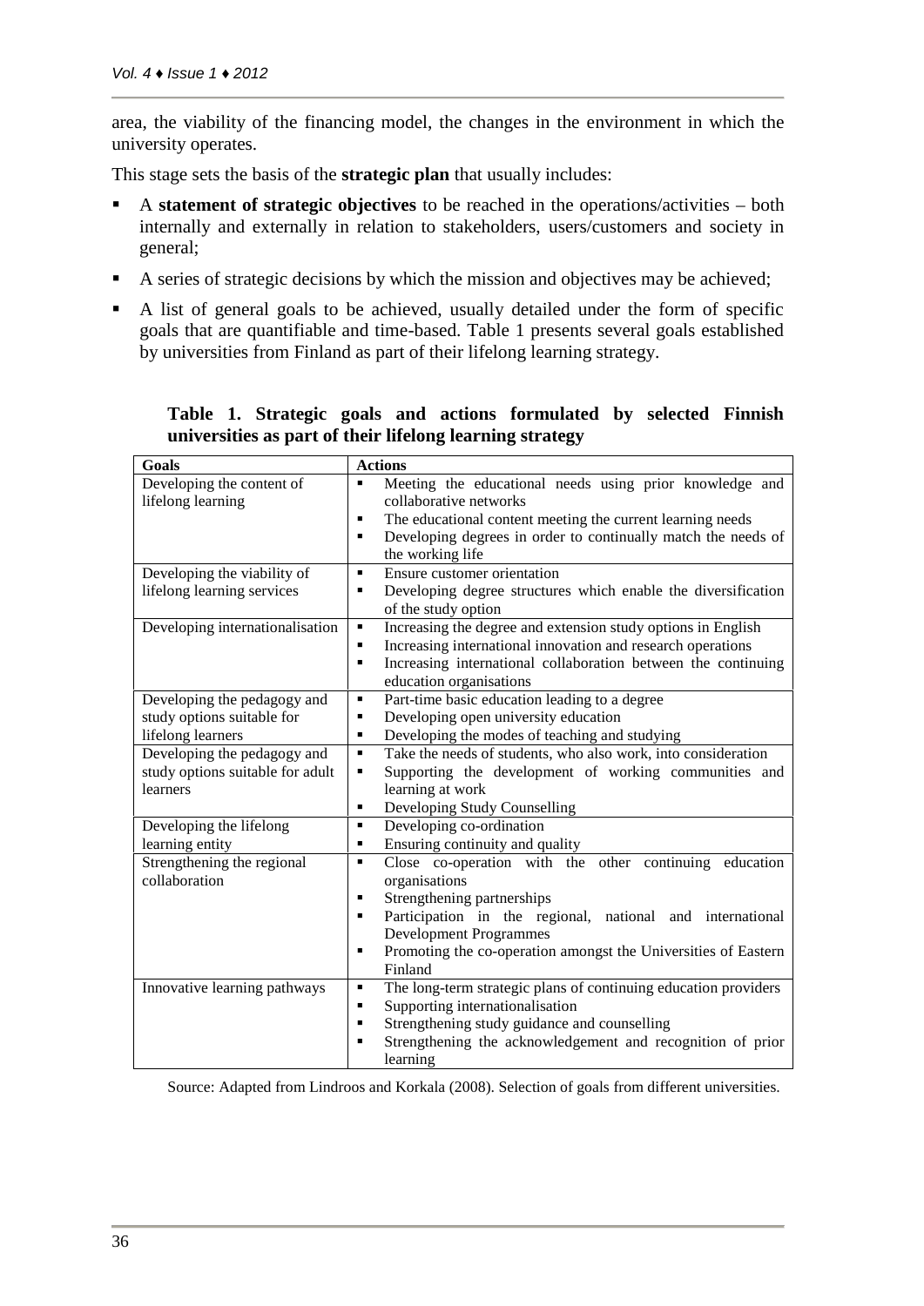area, the viability of the financing model, the changes in the environment in which the university operates.

This stage sets the basis of the **strategic plan** that usually includes:

- A **statement of strategic objectives** to be reached in the operations/activities – both internally and externally in relation to stakeholders, users/customers and society in general;
- A series of strategic decisions by which the mission and objectives may be achieved;
- A list of general goals to be achieved, usually detailed under the form of specific goals that are quantifiable and time-based. Table 1 presents several goals established by universities from Finland as part of their lifelong learning strategy.

**Table 1. Strategic goals and actions formulated by selected Finnish universities as part of their lifelong learning strategy**

| Goals | Actions |
|---|---|
| Developing the content of lifelong learning | ▪ Meeting the educational needs using prior knowledge and collaborative networks<br>▪ The educational content meeting the current learning needs<br>▪ Developing degrees in order to continually match the needs of the working life |
| Developing the viability of lifelong learning services | ▪ Ensure customer orientation<br>▪ Developing degree structures which enable the diversification of the study option |
| Developing internationalisation | ▪ Increasing the degree and extension study options in English<br>▪ Increasing international innovation and research operations<br>▪ Increasing international collaboration between the continuing education organisations |
| Developing the pedagogy and study options suitable for lifelong learners | ▪ Part-time basic education leading to a degree<br>▪ Developing open university education<br>▪ Developing the modes of teaching and studying |
| Developing the pedagogy and study options suitable for adult learners | ▪ Take the needs of students, who also work, into consideration<br>▪ Supporting the development of working communities and learning at work<br>▪ Developing Study Counselling |
| Developing the lifelong learning entity | ▪ Developing co-ordination<br>▪ Ensuring continuity and quality |
| Strengthening the regional collaboration | ▪ Close co-operation with the other continuing education organisations<br>▪ Strengthening partnerships<br>▪ Participation in the regional, national and international Development Programmes<br>▪ Promoting the co-operation amongst the Universities of Eastern Finland |
| Innovative learning pathways | ▪ The long-term strategic plans of continuing education providers<br>▪ Supporting internationalisation<br>▪ Strengthening study guidance and counselling<br>▪ Strengthening the acknowledgement and recognition of prior learning |

Source: Adapted from Lindroos and Korkala (2008). Selection of goals from different universities.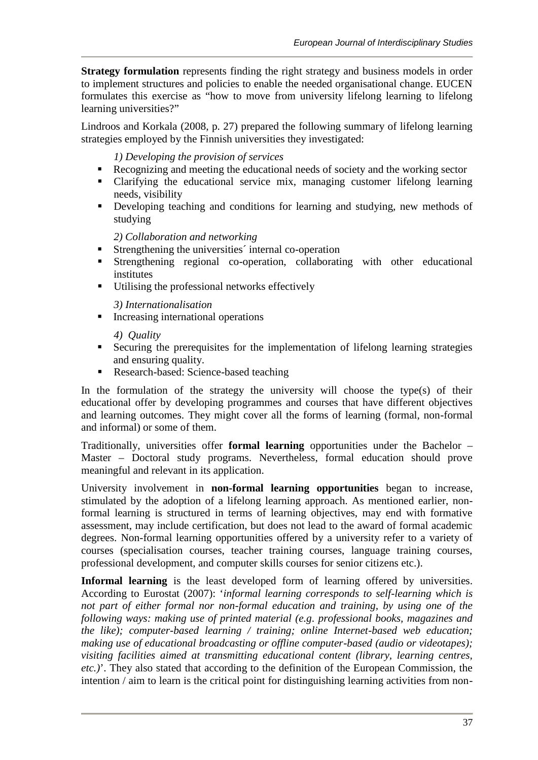**Strategy formulation** represents finding the right strategy and business models in order to implement structures and policies to enable the needed organisational change. EUCEN formulates this exercise as "how to move from university lifelong learning to lifelong learning universities?"

Lindroos and Korkala (2008, p. 27) prepared the following summary of lifelong learning strategies employed by the Finnish universities they investigated:

*1) Developing the provision of services*

- Recognizing and meeting the educational needs of society and the working sector
- Clarifying the educational service mix, managing customer lifelong learning needs, visibility
- Developing teaching and conditions for learning and studying, new methods of studying

*2) Collaboration and networking*

- Strengthening the universities´ internal co-operation
- Strengthening regional co-operation, collaborating with other educational institutes
- Utilising the professional networks effectively

*3) Internationalisation*

- Increasing international operations

*4) Quality*

- Securing the prerequisites for the implementation of lifelong learning strategies and ensuring quality.
- Research-based: Science-based teaching

In the formulation of the strategy the university will choose the type(s) of their educational offer by developing programmes and courses that have different objectives and learning outcomes. They might cover all the forms of learning (formal, non-formal and informal) or some of them.

Traditionally, universities offer **formal learning** opportunities under the Bachelor – Master – Doctoral study programs. Nevertheless, formal education should prove meaningful and relevant in its application.

University involvement in **non-formal learning opportunities** began to increase, stimulated by the adoption of a lifelong learning approach. As mentioned earlier, non-formal learning is structured in terms of learning objectives, may end with formative assessment, may include certification, but does not lead to the award of formal academic degrees. Non-formal learning opportunities offered by a university refer to a variety of courses (specialisation courses, teacher training courses, language training courses, professional development, and computer skills courses for senior citizens etc.).

**Informal learning** is the least developed form of learning offered by universities. According to Eurostat (2007): '*informal learning corresponds to self-learning which is not part of either formal nor non-formal education and training, by using one of the following ways: making use of printed material (e.g. professional books, magazines and the like); computer-based learning / training; online Internet-based web education; making use of educational broadcasting or offline computer-based (audio or videotapes); visiting facilities aimed at transmitting educational content (library, learning centres, etc.)*'. They also stated that according to the definition of the European Commission, the intention / aim to learn is the critical point for distinguishing learning activities from non-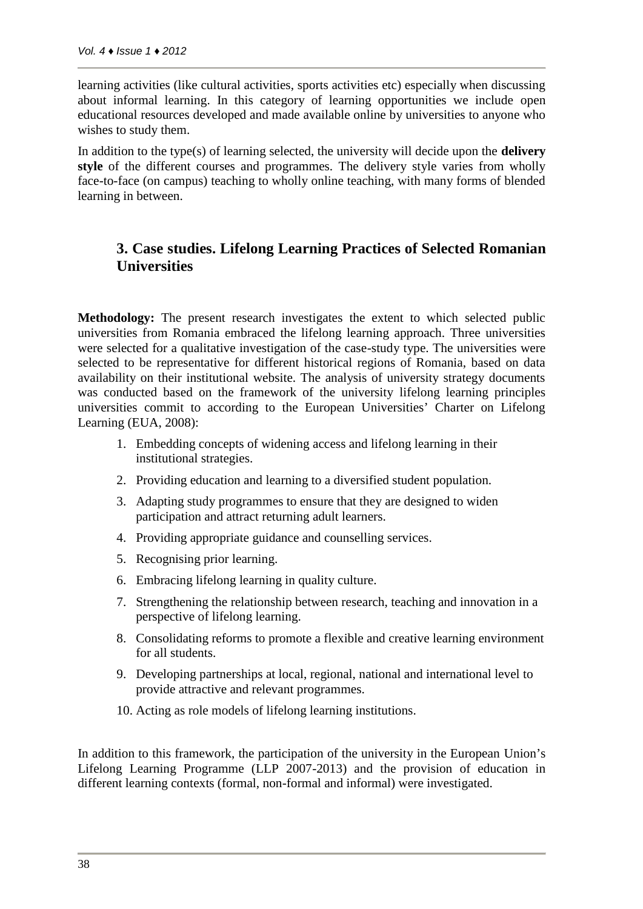learning activities (like cultural activities, sports activities etc) especially when discussing about informal learning. In this category of learning opportunities we include open educational resources developed and made available online by universities to anyone who wishes to study them.

In addition to the type(s) of learning selected, the university will decide upon the **delivery style** of the different courses and programmes. The delivery style varies from wholly face-to-face (on campus) teaching to wholly online teaching, with many forms of blended learning in between.

## 3. Case studies. Lifelong Learning Practices of Selected Romanian Universities

**Methodology:** The present research investigates the extent to which selected public universities from Romania embraced the lifelong learning approach. Three universities were selected for a qualitative investigation of the case-study type. The universities were selected to be representative for different historical regions of Romania, based on data availability on their institutional website. The analysis of university strategy documents was conducted based on the framework of the university lifelong learning principles universities commit to according to the European Universities' Charter on Lifelong Learning (EUA, 2008):

1. Embedding concepts of widening access and lifelong learning in their institutional strategies.
2. Providing education and learning to a diversified student population.
3. Adapting study programmes to ensure that they are designed to widen participation and attract returning adult learners.
4. Providing appropriate guidance and counselling services.
5. Recognising prior learning.
6. Embracing lifelong learning in quality culture.
7. Strengthening the relationship between research, teaching and innovation in a perspective of lifelong learning.
8. Consolidating reforms to promote a flexible and creative learning environment for all students.
9. Developing partnerships at local, regional, national and international level to provide attractive and relevant programmes.
10. Acting as role models of lifelong learning institutions.

In addition to this framework, the participation of the university in the European Union's Lifelong Learning Programme (LLP 2007-2013) and the provision of education in different learning contexts (formal, non-formal and informal) were investigated.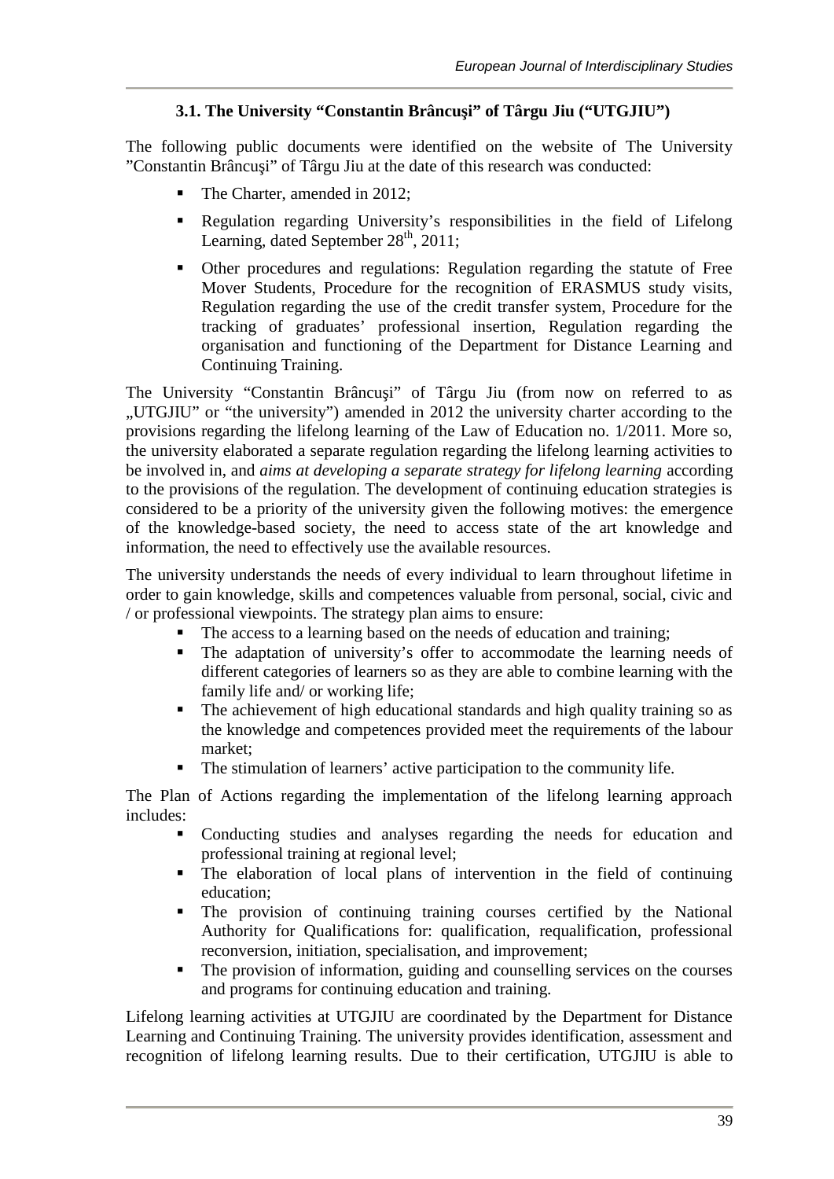### 3.1. The University "Constantin Brâncuşi" of Târgu Jiu ("UTGJIU")

The following public documents were identified on the website of The University "Constantin Brâncuşi" of Târgu Jiu at the date of this research was conducted:

- The Charter, amended in 2012;
- Regulation regarding University's responsibilities in the field of Lifelong Learning, dated September 28th, 2011;
- Other procedures and regulations: Regulation regarding the statute of Free Mover Students, Procedure for the recognition of ERASMUS study visits, Regulation regarding the use of the credit transfer system, Procedure for the tracking of graduates' professional insertion, Regulation regarding the organisation and functioning of the Department for Distance Learning and Continuing Training.

The University "Constantin Brâncuşi" of Târgu Jiu (from now on referred to as „UTGJIU" or "the university") amended in 2012 the university charter according to the provisions regarding the lifelong learning of the Law of Education no. 1/2011. More so, the university elaborated a separate regulation regarding the lifelong learning activities to be involved in, and *aims at developing a separate strategy for lifelong learning* according to the provisions of the regulation. The development of continuing education strategies is considered to be a priority of the university given the following motives: the emergence of the knowledge-based society, the need to access state of the art knowledge and information, the need to effectively use the available resources.

The university understands the needs of every individual to learn throughout lifetime in order to gain knowledge, skills and competences valuable from personal, social, civic and / or professional viewpoints. The strategy plan aims to ensure:

- The access to a learning based on the needs of education and training;
- The adaptation of university's offer to accommodate the learning needs of different categories of learners so as they are able to combine learning with the family life and/ or working life;
- The achievement of high educational standards and high quality training so as the knowledge and competences provided meet the requirements of the labour market;
- The stimulation of learners' active participation to the community life.

The Plan of Actions regarding the implementation of the lifelong learning approach includes:

- Conducting studies and analyses regarding the needs for education and professional training at regional level;
- The elaboration of local plans of intervention in the field of continuing education;
- The provision of continuing training courses certified by the National Authority for Qualifications for: qualification, requalification, professional reconversion, initiation, specialisation, and improvement;
- The provision of information, guiding and counselling services on the courses and programs for continuing education and training.

Lifelong learning activities at UTGJIU are coordinated by the Department for Distance Learning and Continuing Training. The university provides identification, assessment and recognition of lifelong learning results. Due to their certification, UTGJIU is able to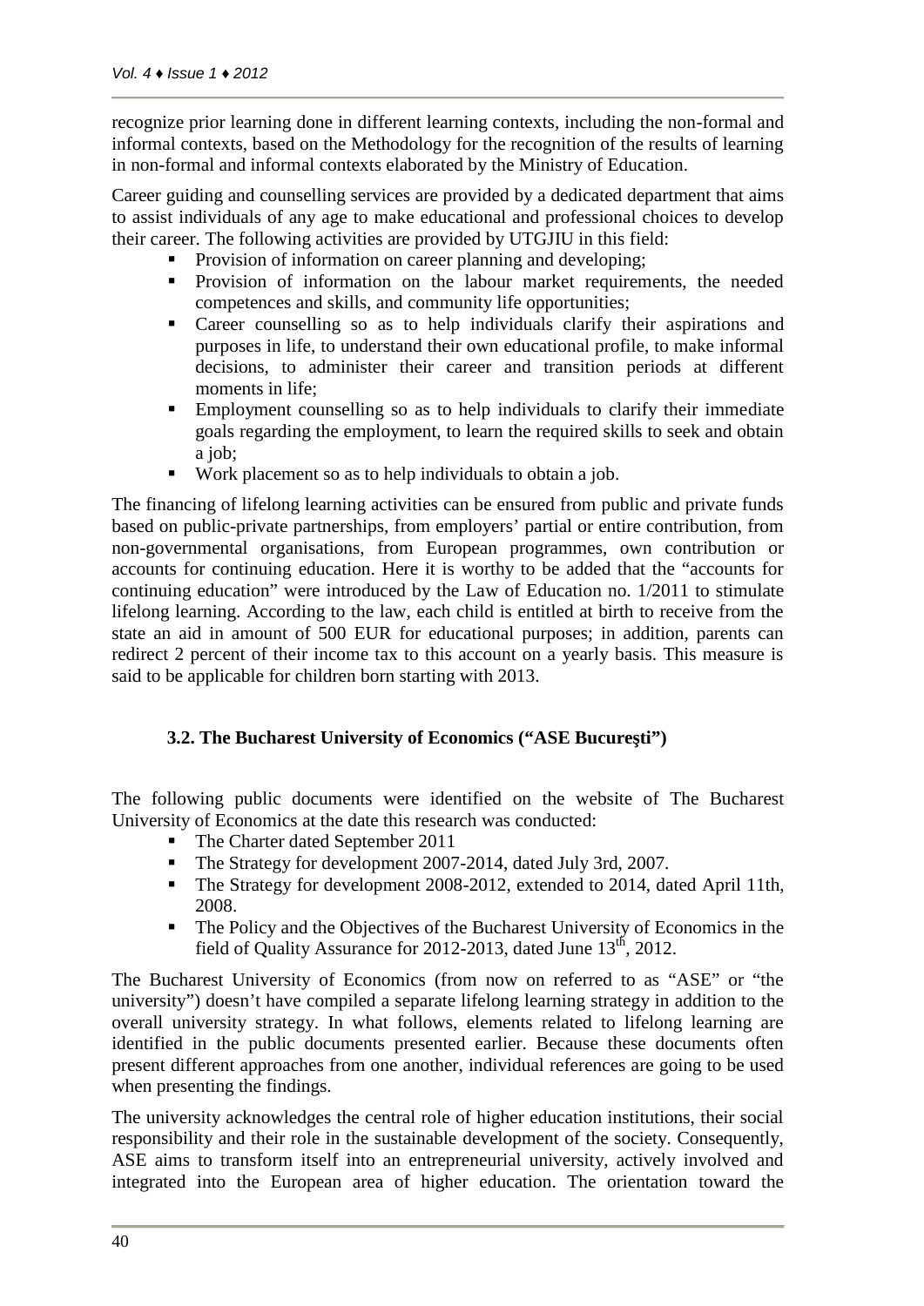recognize prior learning done in different learning contexts, including the non-formal and informal contexts, based on the Methodology for the recognition of the results of learning in non-formal and informal contexts elaborated by the Ministry of Education.

Career guiding and counselling services are provided by a dedicated department that aims to assist individuals of any age to make educational and professional choices to develop their career. The following activities are provided by UTGJIU in this field:

- Provision of information on career planning and developing;
- Provision of information on the labour market requirements, the needed competences and skills, and community life opportunities;
- Career counselling so as to help individuals clarify their aspirations and purposes in life, to understand their own educational profile, to make informal decisions, to administer their career and transition periods at different moments in life;
- Employment counselling so as to help individuals to clarify their immediate goals regarding the employment, to learn the required skills to seek and obtain a job;
- Work placement so as to help individuals to obtain a job.

The financing of lifelong learning activities can be ensured from public and private funds based on public-private partnerships, from employers' partial or entire contribution, from non-governmental organisations, from European programmes, own contribution or accounts for continuing education. Here it is worthy to be added that the "accounts for continuing education" were introduced by the Law of Education no. 1/2011 to stimulate lifelong learning. According to the law, each child is entitled at birth to receive from the state an aid in amount of 500 EUR for educational purposes; in addition, parents can redirect 2 percent of their income tax to this account on a yearly basis. This measure is said to be applicable for children born starting with 2013.

### 3.2. The Bucharest University of Economics ("ASE Bucureşti")

The following public documents were identified on the website of The Bucharest University of Economics at the date this research was conducted:

- The Charter dated September 2011
- The Strategy for development 2007-2014, dated July 3rd, 2007.
- The Strategy for development 2008-2012, extended to 2014, dated April 11th, 2008.
- The Policy and the Objectives of the Bucharest University of Economics in the field of Quality Assurance for 2012-2013, dated June 13th, 2012.

The Bucharest University of Economics (from now on referred to as "ASE" or "the university") doesn't have compiled a separate lifelong learning strategy in addition to the overall university strategy. In what follows, elements related to lifelong learning are identified in the public documents presented earlier. Because these documents often present different approaches from one another, individual references are going to be used when presenting the findings.

The university acknowledges the central role of higher education institutions, their social responsibility and their role in the sustainable development of the society. Consequently, ASE aims to transform itself into an entrepreneurial university, actively involved and integrated into the European area of higher education. The orientation toward the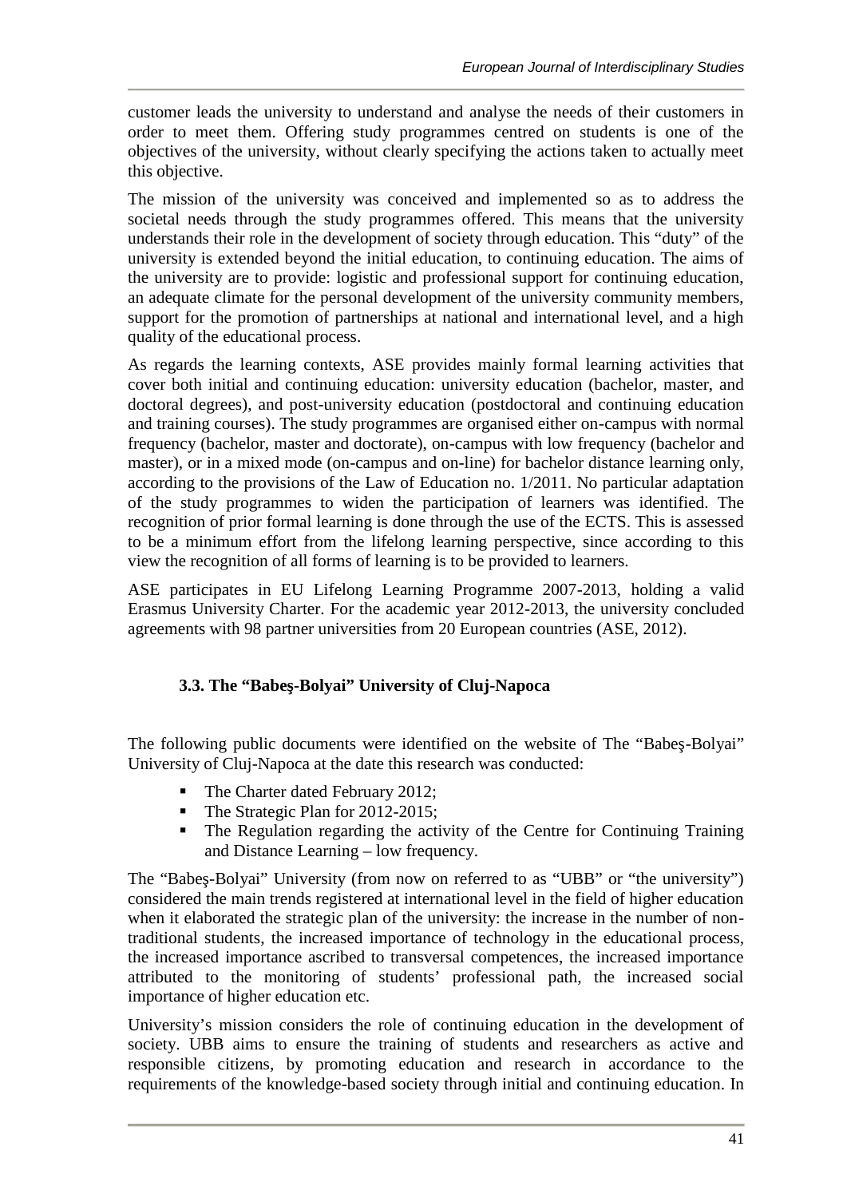customer leads the university to understand and analyse the needs of their customers in order to meet them. Offering study programmes centred on students is one of the objectives of the university, without clearly specifying the actions taken to actually meet this objective.

The mission of the university was conceived and implemented so as to address the societal needs through the study programmes offered. This means that the university understands their role in the development of society through education. This "duty" of the university is extended beyond the initial education, to continuing education. The aims of the university are to provide: logistic and professional support for continuing education, an adequate climate for the personal development of the university community members, support for the promotion of partnerships at national and international level, and a high quality of the educational process.

As regards the learning contexts, ASE provides mainly formal learning activities that cover both initial and continuing education: university education (bachelor, master, and doctoral degrees), and post-university education (postdoctoral and continuing education and training courses). The study programmes are organised either on-campus with normal frequency (bachelor, master and doctorate), on-campus with low frequency (bachelor and master), or in a mixed mode (on-campus and on-line) for bachelor distance learning only, according to the provisions of the Law of Education no. 1/2011. No particular adaptation of the study programmes to widen the participation of learners was identified. The recognition of prior formal learning is done through the use of the ECTS. This is assessed to be a minimum effort from the lifelong learning perspective, since according to this view the recognition of all forms of learning is to be provided to learners.

ASE participates in EU Lifelong Learning Programme 2007-2013, holding a valid Erasmus University Charter. For the academic year 2012-2013, the university concluded agreements with 98 partner universities from 20 European countries (ASE, 2012).

### 3.3. The "Babeş-Bolyai" University of Cluj-Napoca

The following public documents were identified on the website of The "Babeş-Bolyai" University of Cluj-Napoca at the date this research was conducted:

- The Charter dated February 2012;
- The Strategic Plan for 2012-2015;
- The Regulation regarding the activity of the Centre for Continuing Training and Distance Learning – low frequency.

The "Babeş-Bolyai" University (from now on referred to as "UBB" or "the university") considered the main trends registered at international level in the field of higher education when it elaborated the strategic plan of the university: the increase in the number of non-traditional students, the increased importance of technology in the educational process, the increased importance ascribed to transversal competences, the increased importance attributed to the monitoring of students' professional path, the increased social importance of higher education etc.

University's mission considers the role of continuing education in the development of society. UBB aims to ensure the training of students and researchers as active and responsible citizens, by promoting education and research in accordance to the requirements of the knowledge-based society through initial and continuing education. In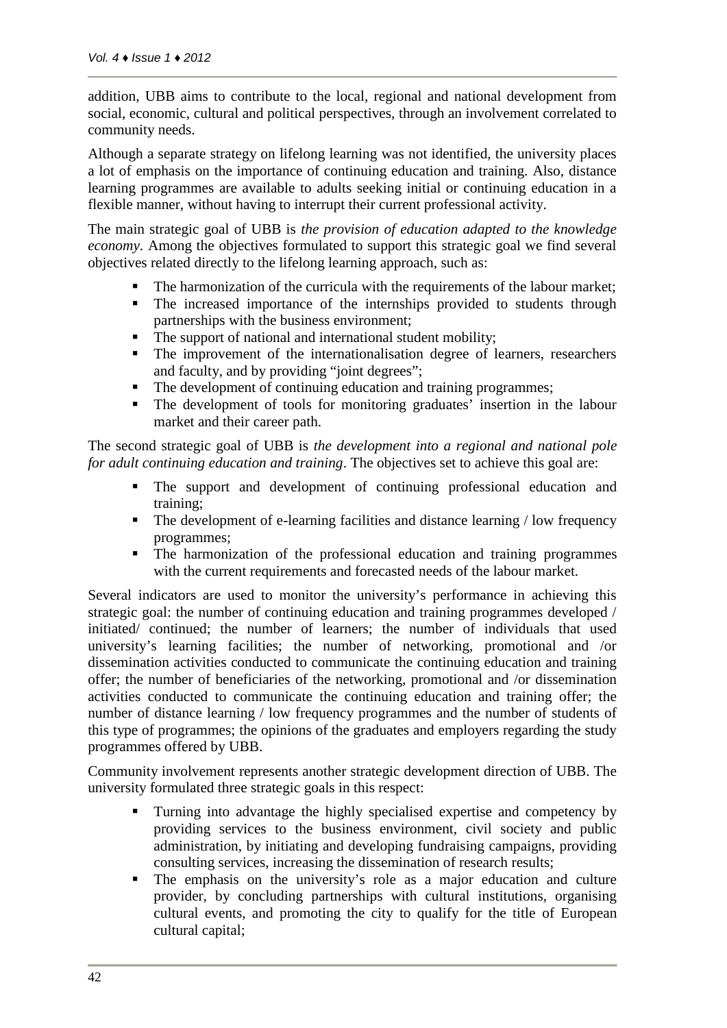addition, UBB aims to contribute to the local, regional and national development from social, economic, cultural and political perspectives, through an involvement correlated to community needs.

Although a separate strategy on lifelong learning was not identified, the university places a lot of emphasis on the importance of continuing education and training. Also, distance learning programmes are available to adults seeking initial or continuing education in a flexible manner, without having to interrupt their current professional activity.

The main strategic goal of UBB is *the provision of education adapted to the knowledge economy*. Among the objectives formulated to support this strategic goal we find several objectives related directly to the lifelong learning approach, such as:

- The harmonization of the curricula with the requirements of the labour market;
- The increased importance of the internships provided to students through partnerships with the business environment;
- The support of national and international student mobility;
- The improvement of the internationalisation degree of learners, researchers and faculty, and by providing "joint degrees";
- The development of continuing education and training programmes;
- The development of tools for monitoring graduates' insertion in the labour market and their career path.

The second strategic goal of UBB is *the development into a regional and national pole for adult continuing education and training*. The objectives set to achieve this goal are:

- The support and development of continuing professional education and training;
- The development of e-learning facilities and distance learning / low frequency programmes;
- The harmonization of the professional education and training programmes with the current requirements and forecasted needs of the labour market.

Several indicators are used to monitor the university's performance in achieving this strategic goal: the number of continuing education and training programmes developed / initiated/ continued; the number of learners; the number of individuals that used university's learning facilities; the number of networking, promotional and /or dissemination activities conducted to communicate the continuing education and training offer; the number of beneficiaries of the networking, promotional and /or dissemination activities conducted to communicate the continuing education and training offer; the number of distance learning / low frequency programmes and the number of students of this type of programmes; the opinions of the graduates and employers regarding the study programmes offered by UBB.

Community involvement represents another strategic development direction of UBB. The university formulated three strategic goals in this respect:

- Turning into advantage the highly specialised expertise and competency by providing services to the business environment, civil society and public administration, by initiating and developing fundraising campaigns, providing consulting services, increasing the dissemination of research results;
- The emphasis on the university's role as a major education and culture provider, by concluding partnerships with cultural institutions, organising cultural events, and promoting the city to qualify for the title of European cultural capital;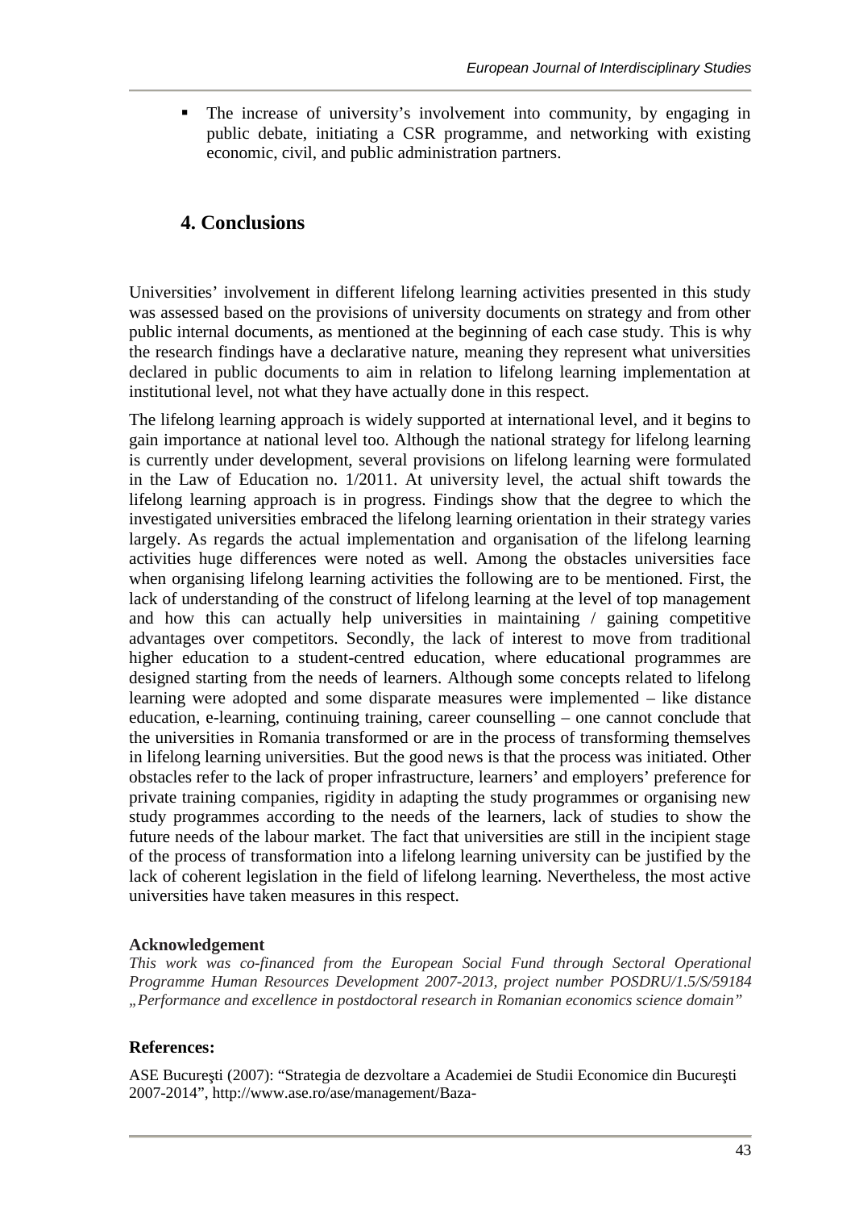- The increase of university's involvement into community, by engaging in public debate, initiating a CSR programme, and networking with existing economic, civil, and public administration partners.

## 4. Conclusions

Universities' involvement in different lifelong learning activities presented in this study was assessed based on the provisions of university documents on strategy and from other public internal documents, as mentioned at the beginning of each case study. This is why the research findings have a declarative nature, meaning they represent what universities declared in public documents to aim in relation to lifelong learning implementation at institutional level, not what they have actually done in this respect.

The lifelong learning approach is widely supported at international level, and it begins to gain importance at national level too. Although the national strategy for lifelong learning is currently under development, several provisions on lifelong learning were formulated in the Law of Education no. 1/2011. At university level, the actual shift towards the lifelong learning approach is in progress. Findings show that the degree to which the investigated universities embraced the lifelong learning orientation in their strategy varies largely. As regards the actual implementation and organisation of the lifelong learning activities huge differences were noted as well. Among the obstacles universities face when organising lifelong learning activities the following are to be mentioned. First, the lack of understanding of the construct of lifelong learning at the level of top management and how this can actually help universities in maintaining / gaining competitive advantages over competitors. Secondly, the lack of interest to move from traditional higher education to a student-centred education, where educational programmes are designed starting from the needs of learners. Although some concepts related to lifelong learning were adopted and some disparate measures were implemented – like distance education, e-learning, continuing training, career counselling – one cannot conclude that the universities in Romania transformed or are in the process of transforming themselves in lifelong learning universities. But the good news is that the process was initiated. Other obstacles refer to the lack of proper infrastructure, learners' and employers' preference for private training companies, rigidity in adapting the study programmes or organising new study programmes according to the needs of the learners, lack of studies to show the future needs of the labour market. The fact that universities are still in the incipient stage of the process of transformation into a lifelong learning university can be justified by the lack of coherent legislation in the field of lifelong learning. Nevertheless, the most active universities have taken measures in this respect.

**Acknowledgement**

*This work was co-financed from the European Social Fund through Sectoral Operational Programme Human Resources Development 2007-2013, project number POSDRU/1.5/S/59184 „Performance and excellence in postdoctoral research in Romanian economics science domain"*

### References:

ASE Bucureşti (2007): "Strategia de dezvoltare a Academiei de Studii Economice din Bucureşti 2007-2014", http://www.ase.ro/ase/management/Baza-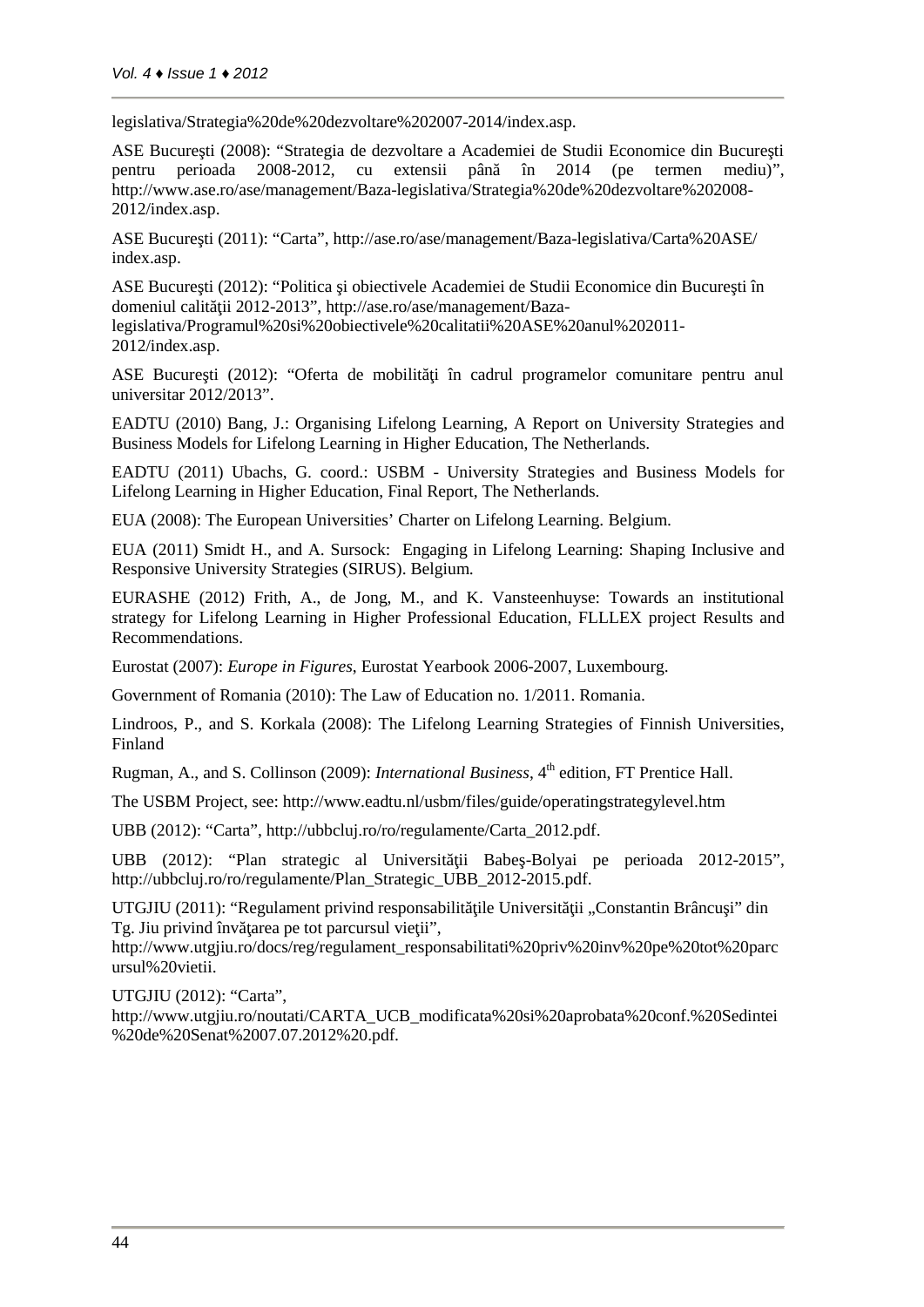legislativa/Strategia%20de%20dezvoltare%202007-2014/index.asp.

ASE Bucureşti (2008): "Strategia de dezvoltare a Academiei de Studii Economice din Bucureşti pentru perioada 2008-2012, cu extensii până în 2014 (pe termen mediu)", http://www.ase.ro/ase/management/Baza-legislativa/Strategia%20de%20dezvoltare%202008-2012/index.asp.

ASE Bucureşti (2011): "Carta", http://ase.ro/ase/management/Baza-legislativa/Carta%20ASE/index.asp.

ASE Bucureşti (2012): "Politica şi obiectivele Academiei de Studii Economice din Bucureşti în domeniul calităţii 2012-2013", http://ase.ro/ase/management/Baza-legislativa/Programul%20si%20obiectivele%20calitatii%20ASE%20anul%202011-2012/index.asp.

ASE Bucureşti (2012): "Oferta de mobilităţi în cadrul programelor comunitare pentru anul universitar 2012/2013".

EADTU (2010) Bang, J.: Organising Lifelong Learning, A Report on University Strategies and Business Models for Lifelong Learning in Higher Education, The Netherlands.

EADTU (2011) Ubachs, G. coord.: USBM - University Strategies and Business Models for Lifelong Learning in Higher Education, Final Report, The Netherlands.

EUA (2008): The European Universities' Charter on Lifelong Learning. Belgium.

EUA (2011) Smidt H., and A. Sursock: Engaging in Lifelong Learning: Shaping Inclusive and Responsive University Strategies (SIRUS). Belgium.

EURASHE (2012) Frith, A., de Jong, M., and K. Vansteenhuyse: Towards an institutional strategy for Lifelong Learning in Higher Professional Education, FLLLEX project Results and Recommendations.

Eurostat (2007): *Europe in Figures*, Eurostat Yearbook 2006-2007, Luxembourg.

Government of Romania (2010): The Law of Education no. 1/2011. Romania.

Lindroos, P., and S. Korkala (2008): The Lifelong Learning Strategies of Finnish Universities, Finland

Rugman, A., and S. Collinson (2009): *International Business*, 4th edition, FT Prentice Hall.

The USBM Project, see: http://www.eadtu.nl/usbm/files/guide/operatingstrategylevel.htm

UBB (2012): "Carta", http://ubbcluj.ro/ro/regulamente/Carta_2012.pdf.

UBB (2012): "Plan strategic al Universităţii Babeş-Bolyai pe perioada 2012-2015", http://ubbcluj.ro/ro/regulamente/Plan_Strategic_UBB_2012-2015.pdf.

UTGJIU (2011): "Regulament privind responsabilităţile Universităţii „Constantin Brâncuşi" din Tg. Jiu privind învăţarea pe tot parcursul vieţii", http://www.utgjiu.ro/docs/reg/regulament_responsabilitati%20priv%20inv%20pe%20tot%20parcursul%20vietii.

UTGJIU (2012): "Carta", http://www.utgjiu.ro/noutati/CARTA_UCB_modificata%20si%20aprobata%20conf.%20Sedintei%20de%20Senat%2007.07.2012%20.pdf.